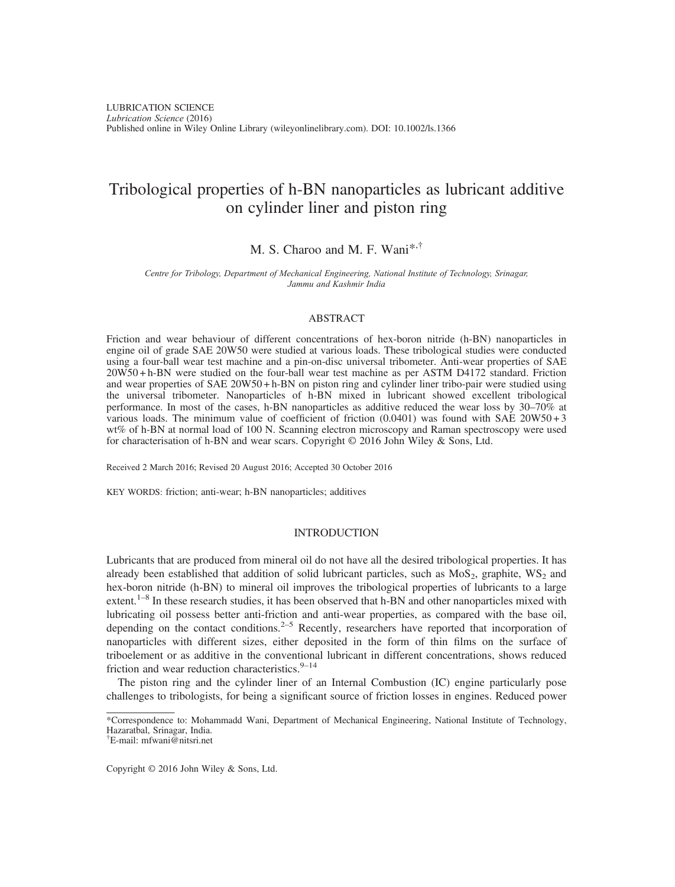LUBRICATION SCIENCE
*Lubrication Science* (2016)
Published online in Wiley Online Library (wileyonlinelibrary.com). DOI: 10.1002/ls.1366

# Tribological properties of h-BN nanoparticles as lubricant additive on cylinder liner and piston ring

M. S. Charoo and M. F. Wani*,†

*Centre for Tribology, Department of Mechanical Engineering, National Institute of Technology, Srinagar, Jammu and Kashmir India*

## ABSTRACT

Friction and wear behaviour of different concentrations of hex-boron nitride (h-BN) nanoparticles in engine oil of grade SAE 20W50 were studied at various loads. These tribological studies were conducted using a four-ball wear test machine and a pin-on-disc universal tribometer. Anti-wear properties of SAE 20W50 + h-BN were studied on the four-ball wear test machine as per ASTM D4172 standard. Friction and wear properties of SAE 20W50 + h-BN on piston ring and cylinder liner tribo-pair were studied using the universal tribometer. Nanoparticles of h-BN mixed in lubricant showed excellent tribological performance. In most of the cases, h-BN nanoparticles as additive reduced the wear loss by 30–70% at various loads. The minimum value of coefficient of friction (0.0401) was found with SAE 20W50 + 3 wt% of h-BN at normal load of 100 N. Scanning electron microscopy and Raman spectroscopy were used for characterisation of h-BN and wear scars. Copyright © 2016 John Wiley & Sons, Ltd.

Received 2 March 2016; Revised 20 August 2016; Accepted 30 October 2016

KEY WORDS: friction; anti-wear; h-BN nanoparticles; additives

## INTRODUCTION

Lubricants that are produced from mineral oil do not have all the desired tribological properties. It has already been established that addition of solid lubricant particles, such as $MoS_2$, graphite, $WS_2$ and hex-boron nitride (h-BN) to mineral oil improves the tribological properties of lubricants to a large extent.[1–8] In these research studies, it has been observed that h-BN and other nanoparticles mixed with lubricating oil possess better anti-friction and anti-wear properties, as compared with the base oil, depending on the contact conditions.[2–5] Recently, researchers have reported that incorporation of nanoparticles with different sizes, either deposited in the form of thin films on the surface of triboelement or as additive in the conventional lubricant in different concentrations, shows reduced friction and wear reduction characteristics.[9–14]

The piston ring and the cylinder liner of an Internal Combustion (IC) engine particularly pose challenges to tribologists, for being a significant source of friction losses in engines. Reduced power

*Correspondence to: Mohammadd Wani, Department of Mechanical Engineering, National Institute of Technology, Hazaratbal, Srinagar, India.
†E-mail: mfwani@nitsri.net

Copyright © 2016 John Wiley & Sons, Ltd.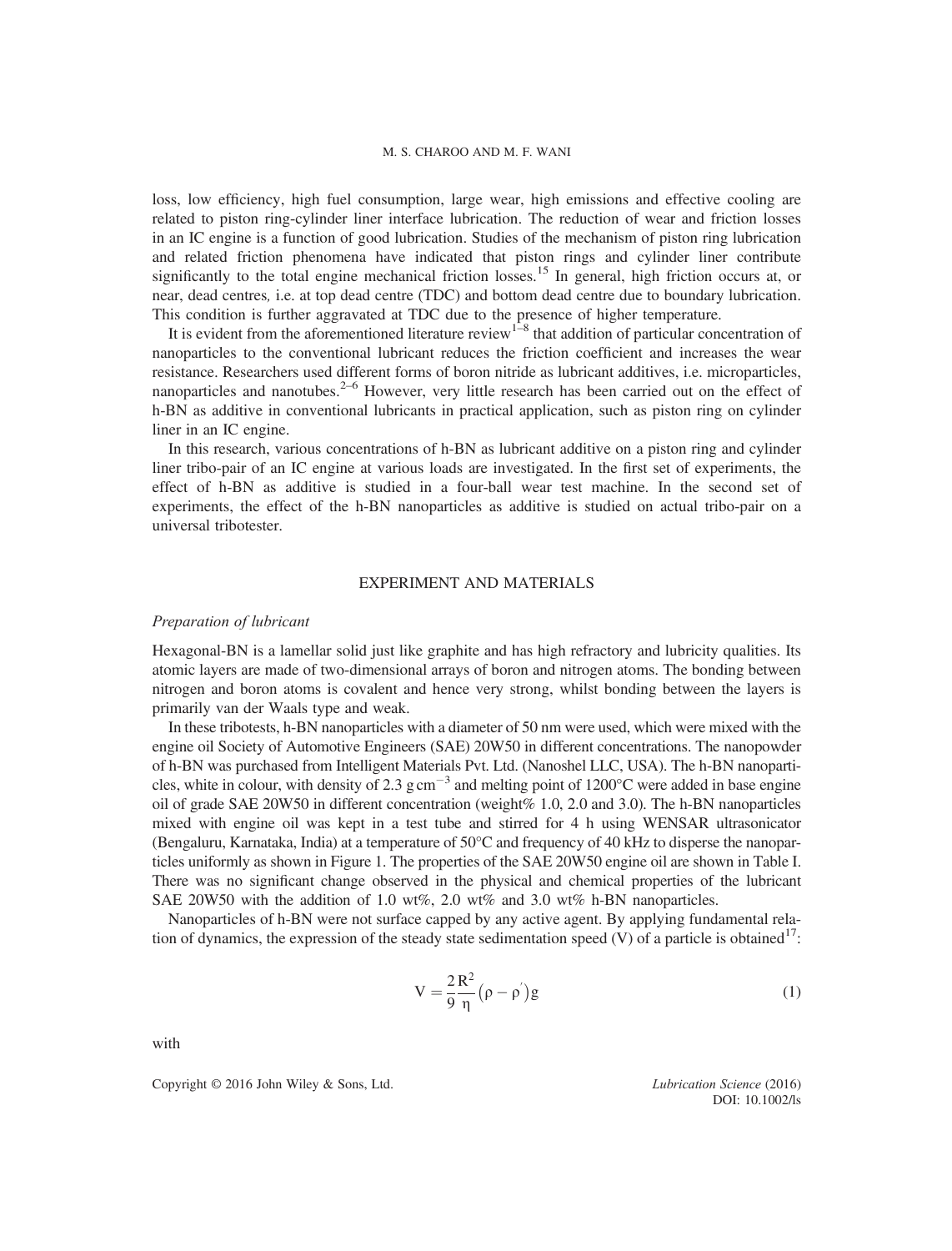loss, low efficiency, high fuel consumption, large wear, high emissions and effective cooling are related to piston ring-cylinder liner interface lubrication. The reduction of wear and friction losses in an IC engine is a function of good lubrication. Studies of the mechanism of piston ring lubrication and related friction phenomena have indicated that piston rings and cylinder liner contribute significantly to the total engine mechanical friction losses.[15] In general, high friction occurs at, or near, dead centres, i.e. at top dead centre (TDC) and bottom dead centre due to boundary lubrication. This condition is further aggravated at TDC due to the presence of higher temperature.

It is evident from the aforementioned literature review[1–8] that addition of particular concentration of nanoparticles to the conventional lubricant reduces the friction coefficient and increases the wear resistance. Researchers used different forms of boron nitride as lubricant additives, i.e. microparticles, nanoparticles and nanotubes.[2–6] However, very little research has been carried out on the effect of h-BN as additive in conventional lubricants in practical application, such as piston ring on cylinder liner in an IC engine.

In this research, various concentrations of h-BN as lubricant additive on a piston ring and cylinder liner tribo-pair of an IC engine at various loads are investigated. In the first set of experiments, the effect of h-BN as additive is studied in a four-ball wear test machine. In the second set of experiments, the effect of the h-BN nanoparticles as additive is studied on actual tribo-pair on a universal tribotester.

## EXPERIMENT AND MATERIALS

### *Preparation of lubricant*

Hexagonal-BN is a lamellar solid just like graphite and has high refractory and lubricity qualities. Its atomic layers are made of two-dimensional arrays of boron and nitrogen atoms. The bonding between nitrogen and boron atoms is covalent and hence very strong, whilst bonding between the layers is primarily van der Waals type and weak.

In these tribotests, h-BN nanoparticles with a diameter of 50 nm were used, which were mixed with the engine oil Society of Automotive Engineers (SAE) 20W50 in different concentrations. The nanopowder of h-BN was purchased from Intelligent Materials Pvt. Ltd. (Nanoshel LLC, USA). The h-BN nanoparticles, white in colour, with density of 2.3 $g\,cm^{-3}$ and melting point of 1200°C were added in base engine oil of grade SAE 20W50 in different concentration (weight% 1.0, 2.0 and 3.0). The h-BN nanoparticles mixed with engine oil was kept in a test tube and stirred for 4 h using WENSAR ultrasonicator (Bengaluru, Karnataka, India) at a temperature of 50°C and frequency of 40 kHz to disperse the nanoparticles uniformly as shown in Figure 1. The properties of the SAE 20W50 engine oil are shown in Table I. There was no significant change observed in the physical and chemical properties of the lubricant SAE 20W50 with the addition of 1.0 wt%, 2.0 wt% and 3.0 wt% h-BN nanoparticles.

Nanoparticles of h-BN were not surface capped by any active agent. By applying fundamental relation of dynamics, the expression of the steady state sedimentation speed (V) of a particle is obtained[17]:

$$V = \frac{2}{9}\frac{R^2}{\eta}\left(\rho - \rho'\right)g \tag{1}$$

with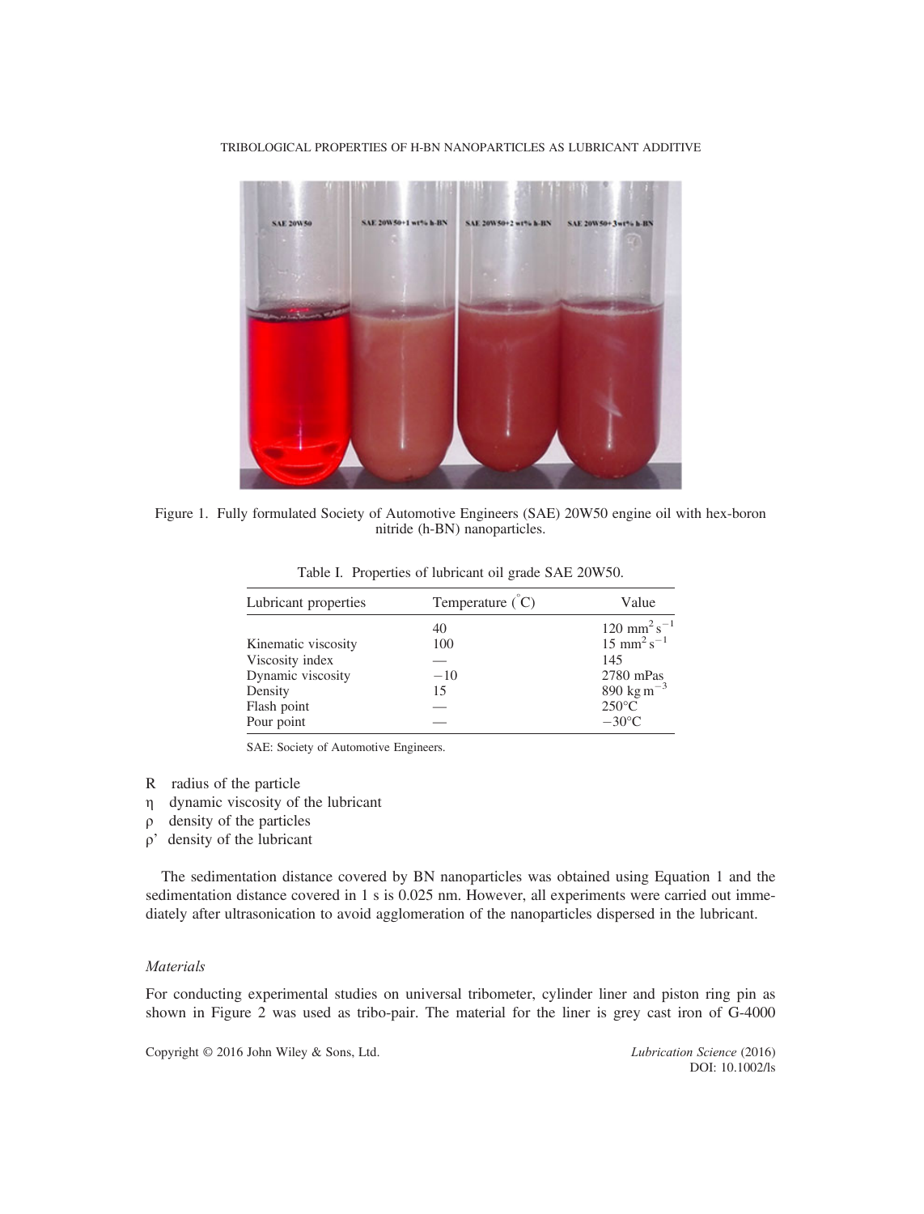Figure 1. Fully formulated Society of Automotive Engineers (SAE) 20W50 engine oil with hex-boron nitride (h-BN) nanoparticles.

Table I. Properties of lubricant oil grade SAE 20W50.

| Lubricant properties | Temperature (°C) | Value |
|---|---|---|
| | 40 | 120 $mm^2 s^{-1}$ |
| Kinematic viscosity | 100 | 15 $mm^2 s^{-1}$ |
| Viscosity index | — | 145 |
| Dynamic viscosity | −10 | 2780 mPas |
| Density | 15 | 890 $kg\,m^{-3}$ |
| Flash point | — | 250°C |
| Pour point | — | −30°C |

SAE: Society of Automotive Engineers.

- $R$ radius of the particle
- $\eta$ dynamic viscosity of the lubricant
- $\rho$ density of the particles
- $\rho'$ density of the lubricant

The sedimentation distance covered by BN nanoparticles was obtained using Equation 1 and the sedimentation distance covered in 1 s is 0.025 nm. However, all experiments were carried out immediately after ultrasonication to avoid agglomeration of the nanoparticles dispersed in the lubricant.

### *Materials*

For conducting experimental studies on universal tribometer, cylinder liner and piston ring pin as shown in Figure 2 was used as tribo-pair. The material for the liner is grey cast iron of G-4000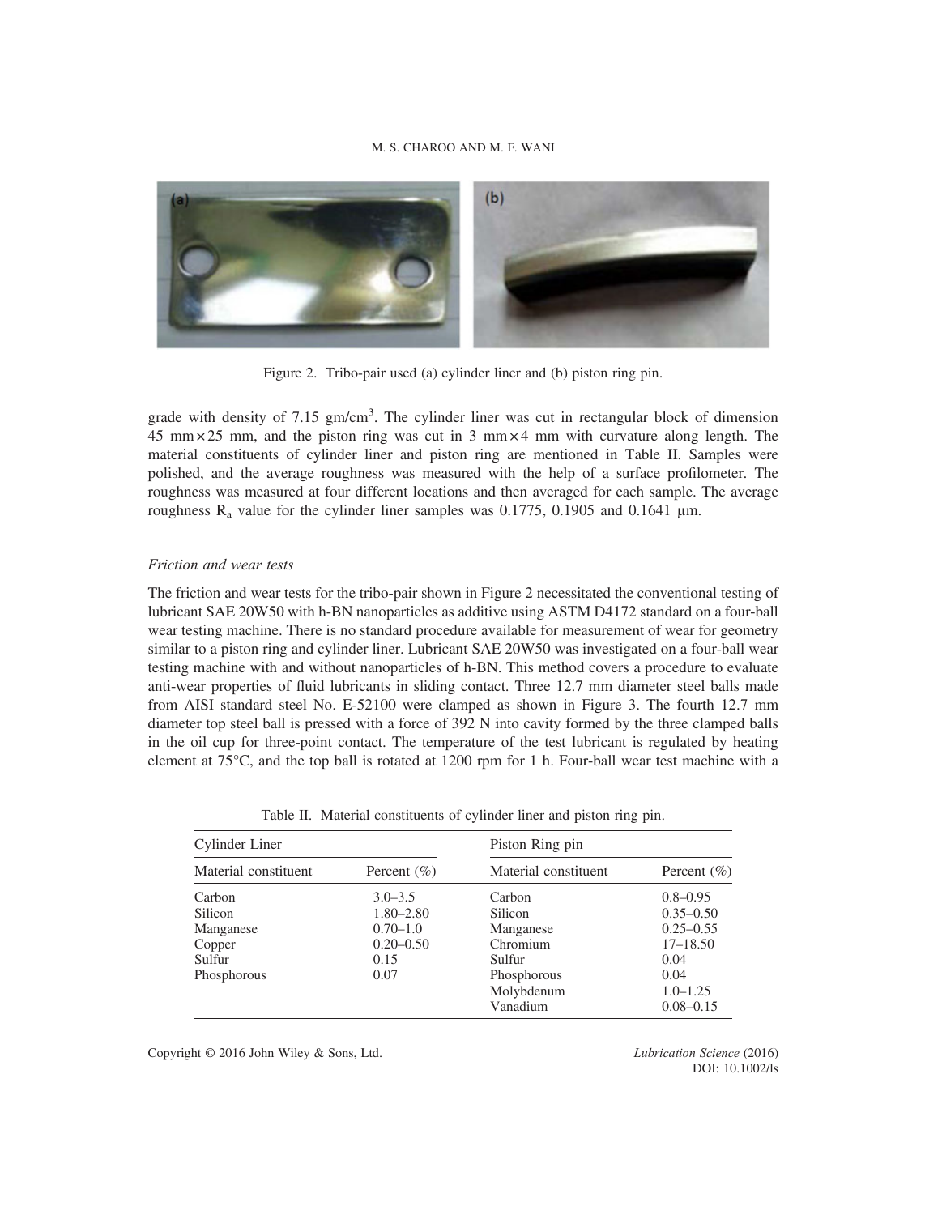Figure 2. Tribo-pair used (a) cylinder liner and (b) piston ring pin.

grade with density of 7.15 gm/cm$^3$. The cylinder liner was cut in rectangular block of dimension 45 mm × 25 mm, and the piston ring was cut in 3 mm × 4 mm with curvature along length. The material constituents of cylinder liner and piston ring are mentioned in Table II. Samples were polished, and the average roughness was measured with the help of a surface profilometer. The roughness was measured at four different locations and then averaged for each sample. The average roughness $R_a$ value for the cylinder liner samples was 0.1775, 0.1905 and 0.1641 μm.

### *Friction and wear tests*

The friction and wear tests for the tribo-pair shown in Figure 2 necessitated the conventional testing of lubricant SAE 20W50 with h-BN nanoparticles as additive using ASTM D4172 standard on a four-ball wear testing machine. There is no standard procedure available for measurement of wear for geometry similar to a piston ring and cylinder liner. Lubricant SAE 20W50 was investigated on a four-ball wear testing machine with and without nanoparticles of h-BN. This method covers a procedure to evaluate anti-wear properties of fluid lubricants in sliding contact. Three 12.7 mm diameter steel balls made from AISI standard steel No. E-52100 were clamped as shown in Figure 3. The fourth 12.7 mm diameter top steel ball is pressed with a force of 392 N into cavity formed by the three clamped balls in the oil cup for three-point contact. The temperature of the test lubricant is regulated by heating element at 75°C, and the top ball is rotated at 1200 rpm for 1 h. Four-ball wear test machine with a

Table II. Material constituents of cylinder liner and piston ring pin.

| Cylinder Liner | | Piston Ring pin | |
|---|---|---|---|
| Material constituent | Percent (%) | Material constituent | Percent (%) |
| Carbon | 3.0–3.5 | Carbon | 0.8–0.95 |
| Silicon | 1.80–2.80 | Silicon | 0.35–0.50 |
| Manganese | 0.70–1.0 | Manganese | 0.25–0.55 |
| Copper | 0.20–0.50 | Chromium | 17–18.50 |
| Sulfur | 0.15 | Sulfur | 0.04 |
| Phosphorous | 0.07 | Phosphorous | 0.04 |
| | | Molybdenum | 1.0–1.25 |
| | | Vanadium | 0.08–0.15 |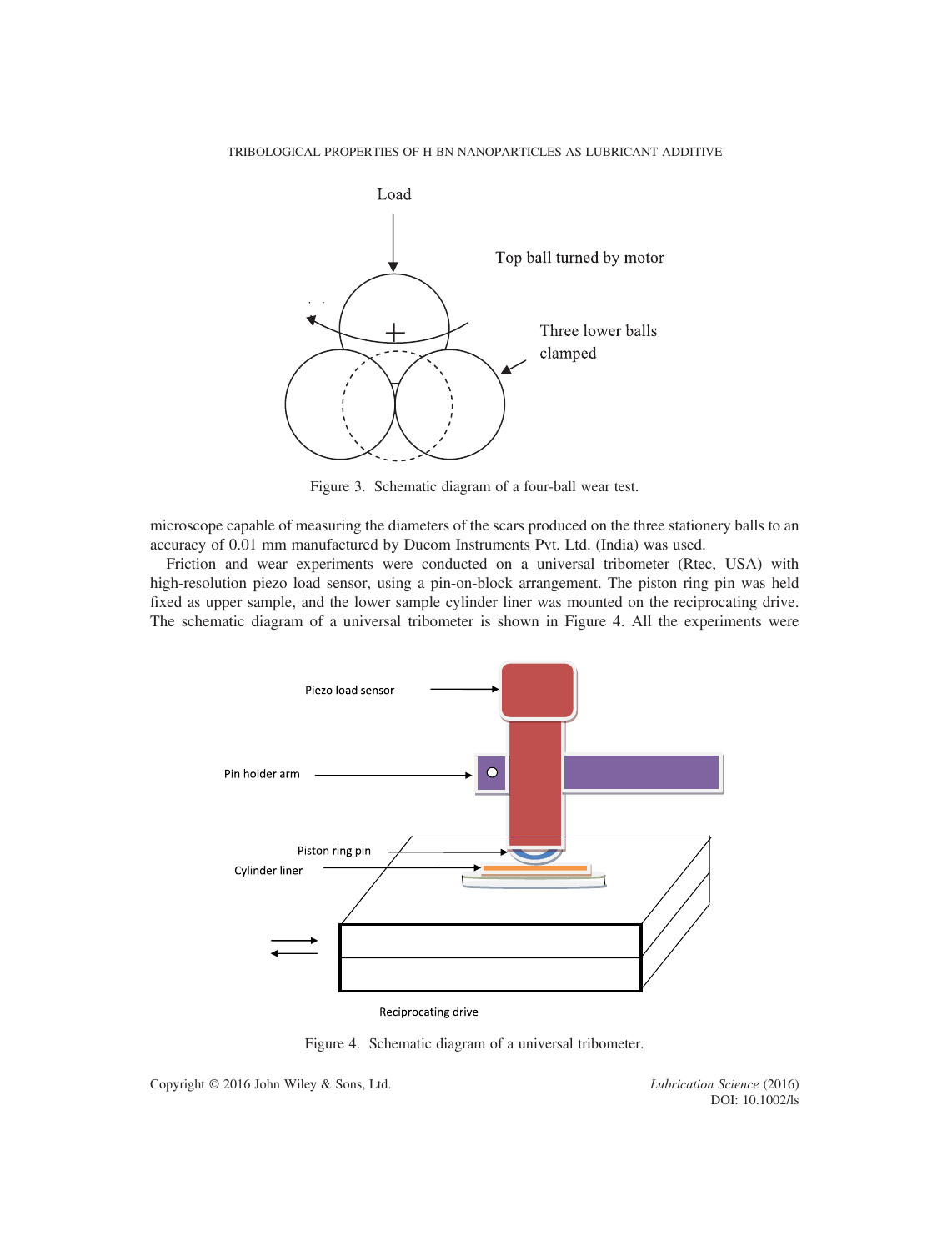Figure 3. Schematic diagram of a four-ball wear test.

microscope capable of measuring the diameters of the scars produced on the three stationery balls to an accuracy of 0.01 mm manufactured by Ducom Instruments Pvt. Ltd. (India) was used.

Friction and wear experiments were conducted on a universal tribometer (Rtec, USA) with high-resolution piezo load sensor, using a pin-on-block arrangement. The piston ring pin was held fixed as upper sample, and the lower sample cylinder liner was mounted on the reciprocating drive. The schematic diagram of a universal tribometer is shown in Figure 4. All the experiments were

Figure 4. Schematic diagram of a universal tribometer.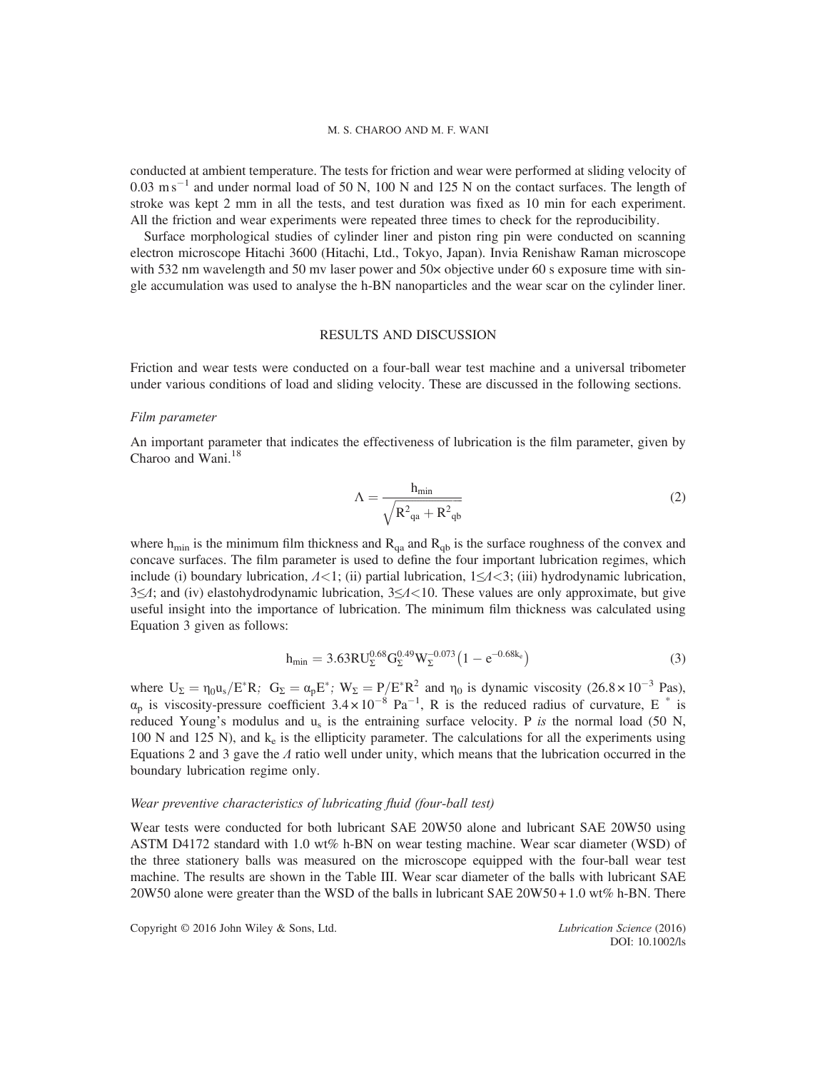conducted at ambient temperature. The tests for friction and wear were performed at sliding velocity of $0.03\ \mathrm{m\,s^{-1}}$ and under normal load of 50 N, 100 N and 125 N on the contact surfaces. The length of stroke was kept 2 mm in all the tests, and test duration was fixed as 10 min for each experiment. All the friction and wear experiments were repeated three times to check for the reproducibility.

Surface morphological studies of cylinder liner and piston ring pin were conducted on scanning electron microscope Hitachi 3600 (Hitachi, Ltd., Tokyo, Japan). Invia Renishaw Raman microscope with 532 nm wavelength and 50 mv laser power and 50× objective under 60 s exposure time with single accumulation was used to analyse the h-BN nanoparticles and the wear scar on the cylinder liner.

## RESULTS AND DISCUSSION

Friction and wear tests were conducted on a four-ball wear test machine and a universal tribometer under various conditions of load and sliding velocity. These are discussed in the following sections.

### *Film parameter*

An important parameter that indicates the effectiveness of lubrication is the film parameter, given by Charoo and Wani.[18]

$$\Lambda = \frac{h_{min}}{\sqrt{R_{qa}^2 + R_{qb}^2}} \tag{2}$$

where $h_{min}$ is the minimum film thickness and $R_{qa}$ and $R_{qb}$ is the surface roughness of the convex and concave surfaces. The film parameter is used to define the four important lubrication regimes, which include (i) boundary lubrication, $\Lambda<1$; (ii) partial lubrication, $1\leq\Lambda<3$; (iii) hydrodynamic lubrication, $3\leq\Lambda$; and (iv) elastohydrodynamic lubrication, $3\leq\Lambda<10$. These values are only approximate, but give useful insight into the importance of lubrication. The minimum film thickness was calculated using Equation 3 given as follows:

$$h_{min} = 3.63 R U_{\Sigma}^{0.68} G_{\Sigma}^{0.49} W_{\Sigma}^{-0.073}\left(1 - e^{-0.68k_e}\right) \tag{3}$$

where $U_{\Sigma} = \eta_0 u_s / E^* R$; $G_{\Sigma} = \alpha_p E^*$; $W_{\Sigma} = P/E^* R^2$ and $\eta_0$ is dynamic viscosity ($26.8\times10^{-3}$ Pas), $\alpha_p$ is viscosity-pressure coefficient $3.4\times10^{-8}\ \mathrm{Pa^{-1}}$, R is the reduced radius of curvature, $E^*$ is reduced Young's modulus and $u_s$ is the entraining surface velocity. P *is* the normal load (50 N, 100 N and 125 N), and $k_e$ is the ellipticity parameter. The calculations for all the experiments using Equations 2 and 3 gave the $\Lambda$ ratio well under unity, which means that the lubrication occurred in the boundary lubrication regime only.

### *Wear preventive characteristics of lubricating fluid (four-ball test)*

Wear tests were conducted for both lubricant SAE 20W50 alone and lubricant SAE 20W50 using ASTM D4172 standard with 1.0 wt% h-BN on wear testing machine. Wear scar diameter (WSD) of the three stationery balls was measured on the microscope equipped with the four-ball wear test machine. The results are shown in the Table III. Wear scar diameter of the balls with lubricant SAE 20W50 alone were greater than the WSD of the balls in lubricant SAE 20W50 + 1.0 wt% h-BN. There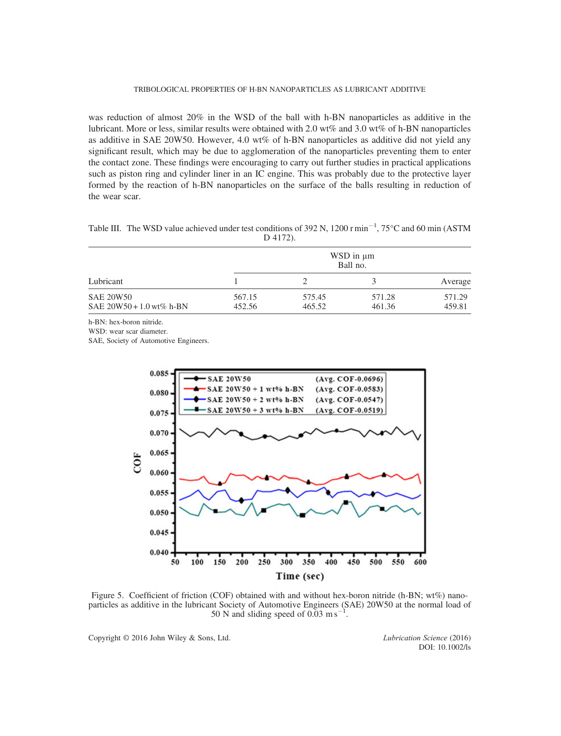was reduction of almost 20% in the WSD of the ball with h-BN nanoparticles as additive in the lubricant. More or less, similar results were obtained with 2.0 wt% and 3.0 wt% of h-BN nanoparticles as additive in SAE 20W50. However, 4.0 wt% of h-BN nanoparticles as additive did not yield any significant result, which may be due to agglomeration of the nanoparticles preventing them to enter the contact zone. These findings were encouraging to carry out further studies in practical applications such as piston ring and cylinder liner in an IC engine. This was probably due to the protective layer formed by the reaction of h-BN nanoparticles on the surface of the balls resulting in reduction of the wear scar.

Table III. The WSD value achieved under test conditions of 392 N, 1200 r min$^{-1}$, 75°C and 60 min (ASTM D 4172).

| Lubricant | WSD in µm Ball no. | | | |
|---|---|---|---|---|
| | 1 | 2 | 3 | Average |
| SAE 20W50 | 567.15 | 575.45 | 571.28 | 571.29 |
| SAE 20W50 + 1.0 wt% h-BN | 452.56 | 465.52 | 461.36 | 459.81 |

h-BN: hex-boron nitride.
WSD: wear scar diameter.
SAE, Society of Automotive Engineers.

Figure 5. Coefficient of friction (COF) obtained with and without hex-boron nitride (h-BN; wt%) nanoparticles as additive in the lubricant Society of Automotive Engineers (SAE) 20W50 at the normal load of 50 N and sliding speed of 0.03 m s$^{-1}$.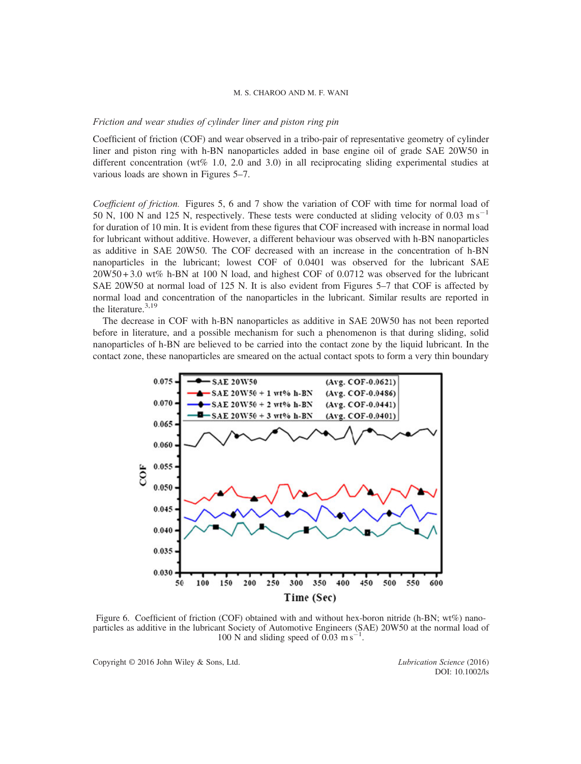*Friction and wear studies of cylinder liner and piston ring pin*

Coefficient of friction (COF) and wear observed in a tribo-pair of representative geometry of cylinder liner and piston ring with h-BN nanoparticles added in base engine oil of grade SAE 20W50 in different concentration (wt% 1.0, 2.0 and 3.0) in all reciprocating sliding experimental studies at various loads are shown in Figures 5–7.

*Coefficient of friction.* Figures 5, 6 and 7 show the variation of COF with time for normal load of 50 N, 100 N and 125 N, respectively. These tests were conducted at sliding velocity of 0.03 $m\,s^{-1}$ for duration of 10 min. It is evident from these figures that COF increased with increase in normal load for lubricant without additive. However, a different behaviour was observed with h-BN nanoparticles as additive in SAE 20W50. The COF decreased with an increase in the concentration of h-BN nanoparticles in the lubricant; lowest COF of 0.0401 was observed for the lubricant SAE 20W50 + 3.0 wt% h-BN at 100 N load, and highest COF of 0.0712 was observed for the lubricant SAE 20W50 at normal load of 125 N. It is also evident from Figures 5–7 that COF is affected by normal load and concentration of the nanoparticles in the lubricant. Similar results are reported in the literature.[3,19]

The decrease in COF with h-BN nanoparticles as additive in SAE 20W50 has not been reported before in literature, and a possible mechanism for such a phenomenon is that during sliding, solid nanoparticles of h-BN are believed to be carried into the contact zone by the liquid lubricant. In the contact zone, these nanoparticles are smeared on the actual contact spots to form a very thin boundary

Figure 6. Coefficient of friction (COF) obtained with and without hex-boron nitride (h-BN; wt%) nanoparticles as additive in the lubricant Society of Automotive Engineers (SAE) 20W50 at the normal load of 100 N and sliding speed of 0.03 $m\,s^{-1}$.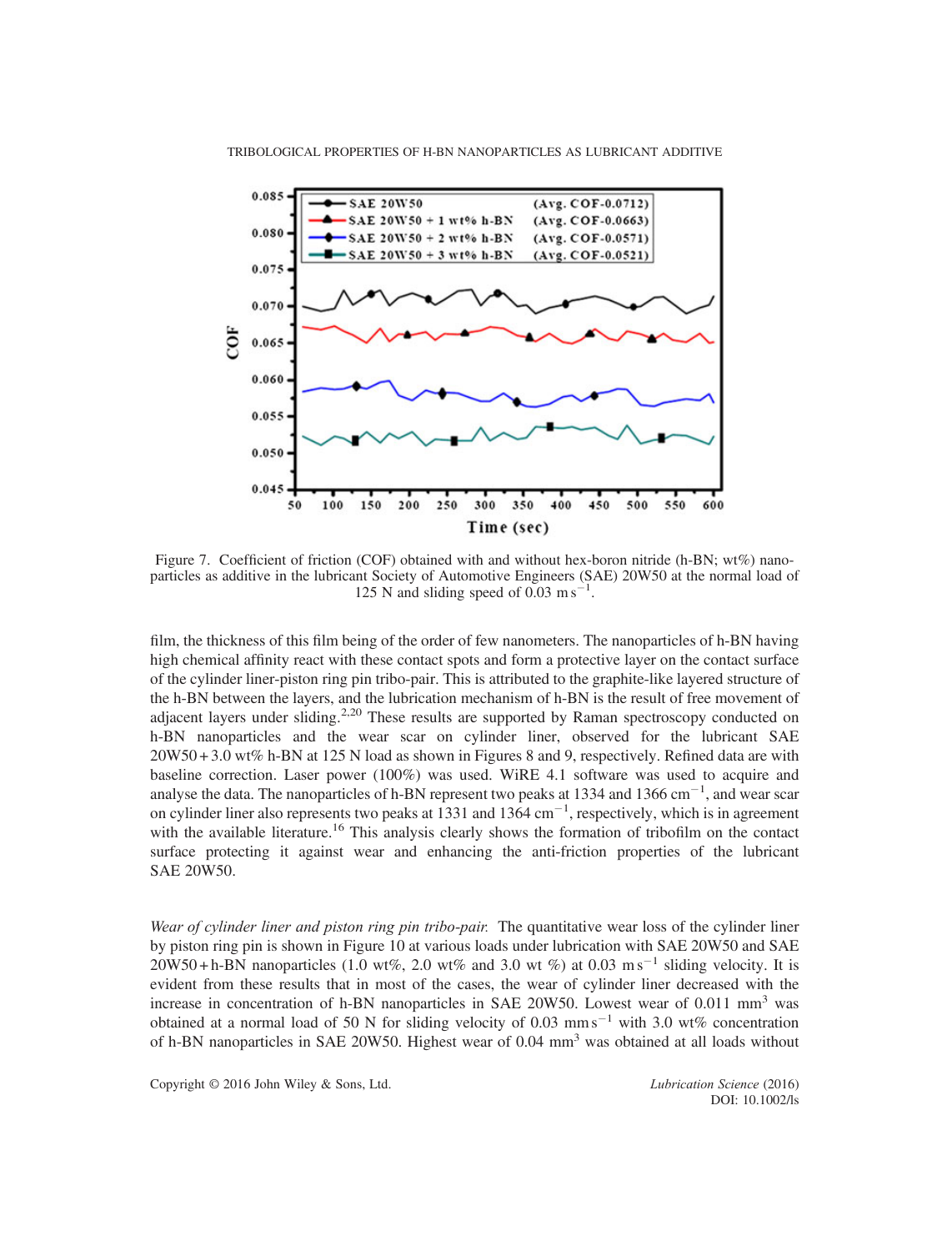Figure 7. Coefficient of friction (COF) obtained with and without hex-boron nitride (h-BN; wt%) nanoparticles as additive in the lubricant Society of Automotive Engineers (SAE) 20W50 at the normal load of 125 N and sliding speed of 0.03 m s$^{-1}$.

film, the thickness of this film being of the order of few nanometers. The nanoparticles of h-BN having high chemical affinity react with these contact spots and form a protective layer on the contact surface of the cylinder liner-piston ring pin tribo-pair. This is attributed to the graphite-like layered structure of the h-BN between the layers, and the lubrication mechanism of h-BN is the result of free movement of adjacent layers under sliding.[2,20] These results are supported by Raman spectroscopy conducted on h-BN nanoparticles and the wear scar on cylinder liner, observed for the lubricant SAE 20W50 + 3.0 wt% h-BN at 125 N load as shown in Figures 8 and 9, respectively. Refined data are with baseline correction. Laser power (100%) was used. WiRE 4.1 software was used to acquire and analyse the data. The nanoparticles of h-BN represent two peaks at 1334 and 1366 cm$^{-1}$, and wear scar on cylinder liner also represents two peaks at 1331 and 1364 cm$^{-1}$, respectively, which is in agreement with the available literature.[16] This analysis clearly shows the formation of tribofilm on the contact surface protecting it against wear and enhancing the anti-friction properties of the lubricant SAE 20W50.

*Wear of cylinder liner and piston ring pin tribo-pair.* The quantitative wear loss of the cylinder liner by piston ring pin is shown in Figure 10 at various loads under lubrication with SAE 20W50 and SAE 20W50 + h-BN nanoparticles (1.0 wt%, 2.0 wt% and 3.0 wt %) at 0.03 m s$^{-1}$ sliding velocity. It is evident from these results that in most of the cases, the wear of cylinder liner decreased with the increase in concentration of h-BN nanoparticles in SAE 20W50. Lowest wear of 0.011 mm$^3$ was obtained at a normal load of 50 N for sliding velocity of 0.03 mm s$^{-1}$ with 3.0 wt% concentration of h-BN nanoparticles in SAE 20W50. Highest wear of 0.04 mm$^3$ was obtained at all loads without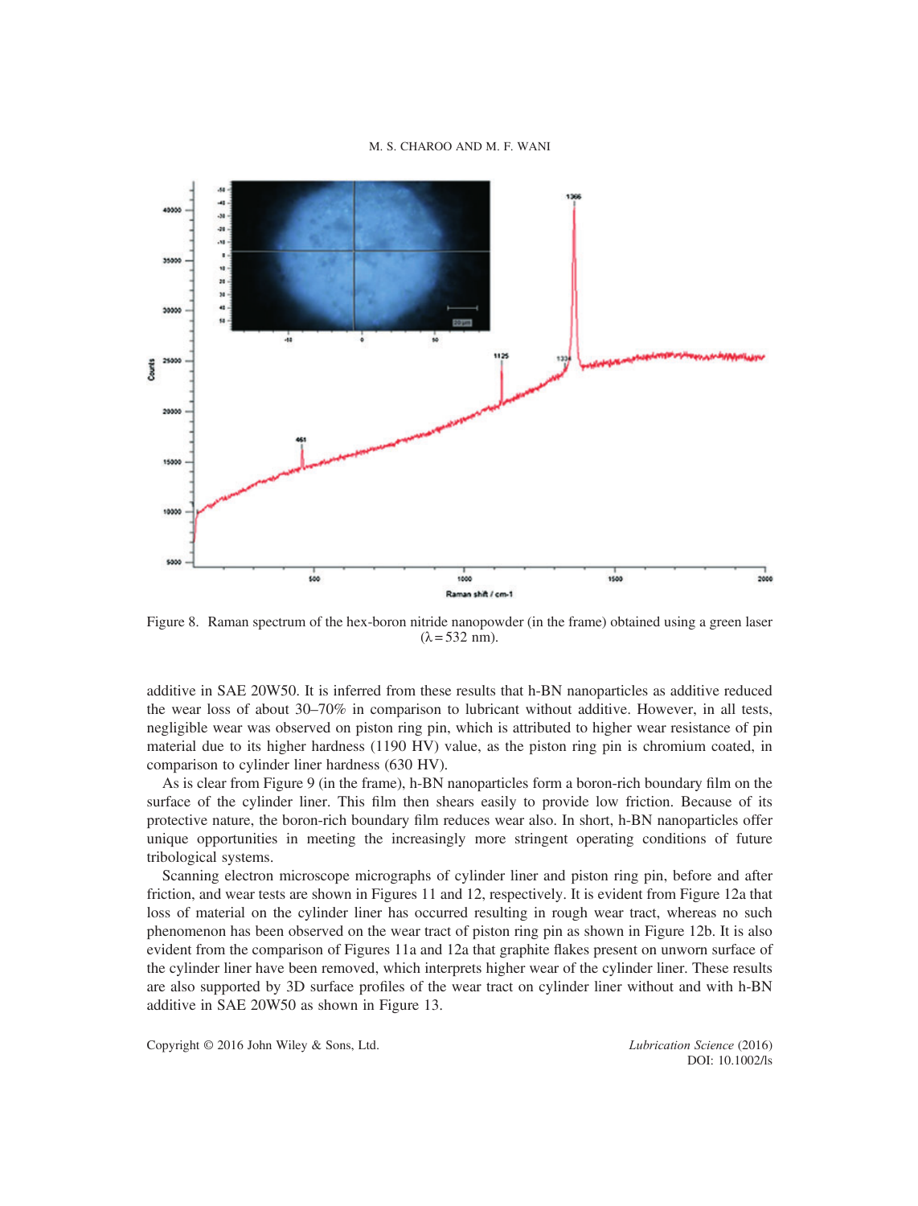Figure 8. Raman spectrum of the hex-boron nitride nanopowder (in the frame) obtained using a green laser ($\lambda = 532$ nm).

additive in SAE 20W50. It is inferred from these results that h-BN nanoparticles as additive reduced the wear loss of about 30–70% in comparison to lubricant without additive. However, in all tests, negligible wear was observed on piston ring pin, which is attributed to higher wear resistance of pin material due to its higher hardness (1190 HV) value, as the piston ring pin is chromium coated, in comparison to cylinder liner hardness (630 HV).

As is clear from Figure 9 (in the frame), h-BN nanoparticles form a boron-rich boundary film on the surface of the cylinder liner. This film then shears easily to provide low friction. Because of its protective nature, the boron-rich boundary film reduces wear also. In short, h-BN nanoparticles offer unique opportunities in meeting the increasingly more stringent operating conditions of future tribological systems.

Scanning electron microscope micrographs of cylinder liner and piston ring pin, before and after friction, and wear tests are shown in Figures 11 and 12, respectively. It is evident from Figure 12a that loss of material on the cylinder liner has occurred resulting in rough wear tract, whereas no such phenomenon has been observed on the wear tract of piston ring pin as shown in Figure 12b. It is also evident from the comparison of Figures 11a and 12a that graphite flakes present on unworn surface of the cylinder liner have been removed, which interprets higher wear of the cylinder liner. These results are also supported by 3D surface profiles of the wear tract on cylinder liner without and with h-BN additive in SAE 20W50 as shown in Figure 13.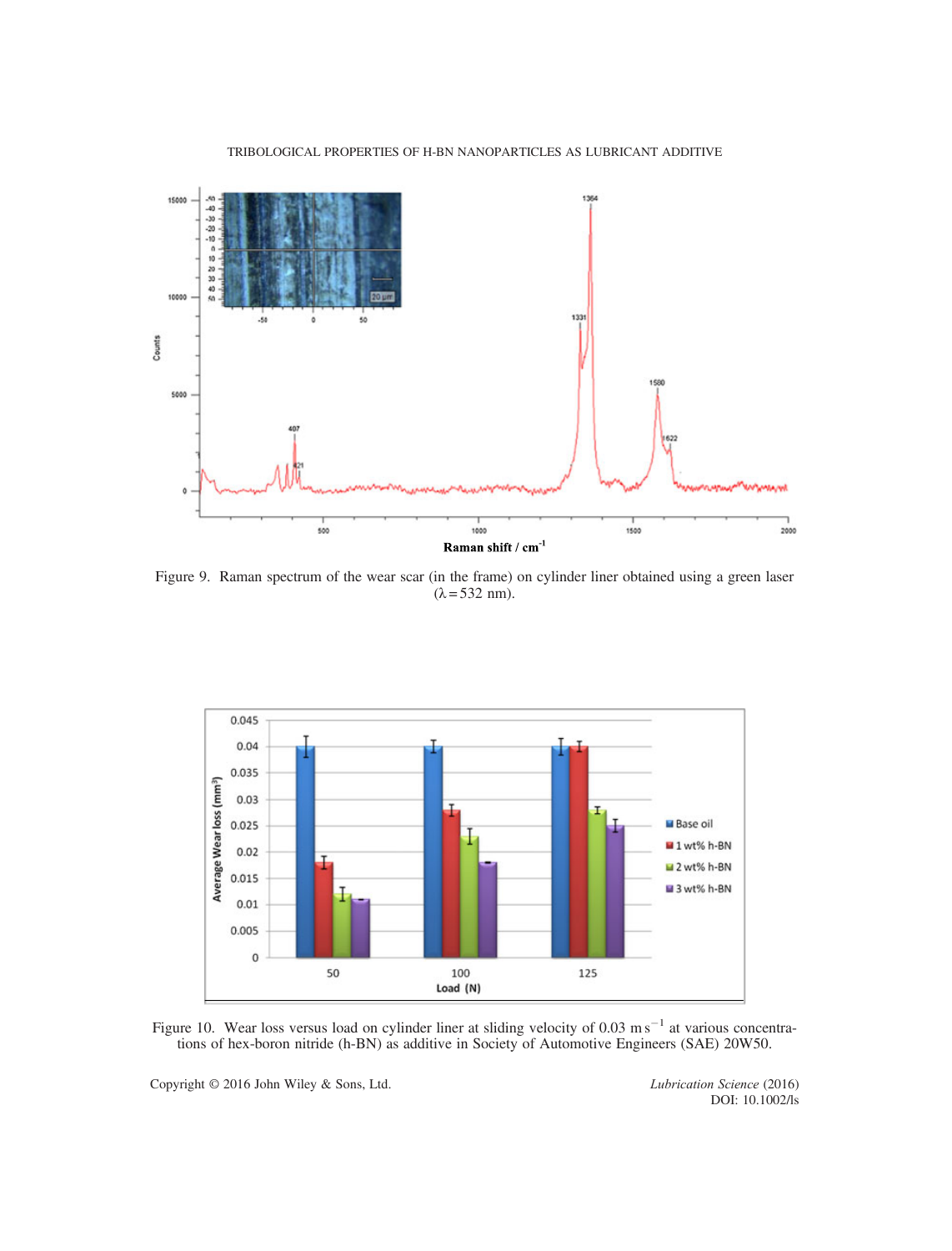Figure 9. Raman spectrum of the wear scar (in the frame) on cylinder liner obtained using a green laser ($\lambda = 532$ nm).

Figure 10. Wear loss versus load on cylinder liner at sliding velocity of 0.03 m s$^{-1}$ at various concentrations of hex-boron nitride (h-BN) as additive in Society of Automotive Engineers (SAE) 20W50.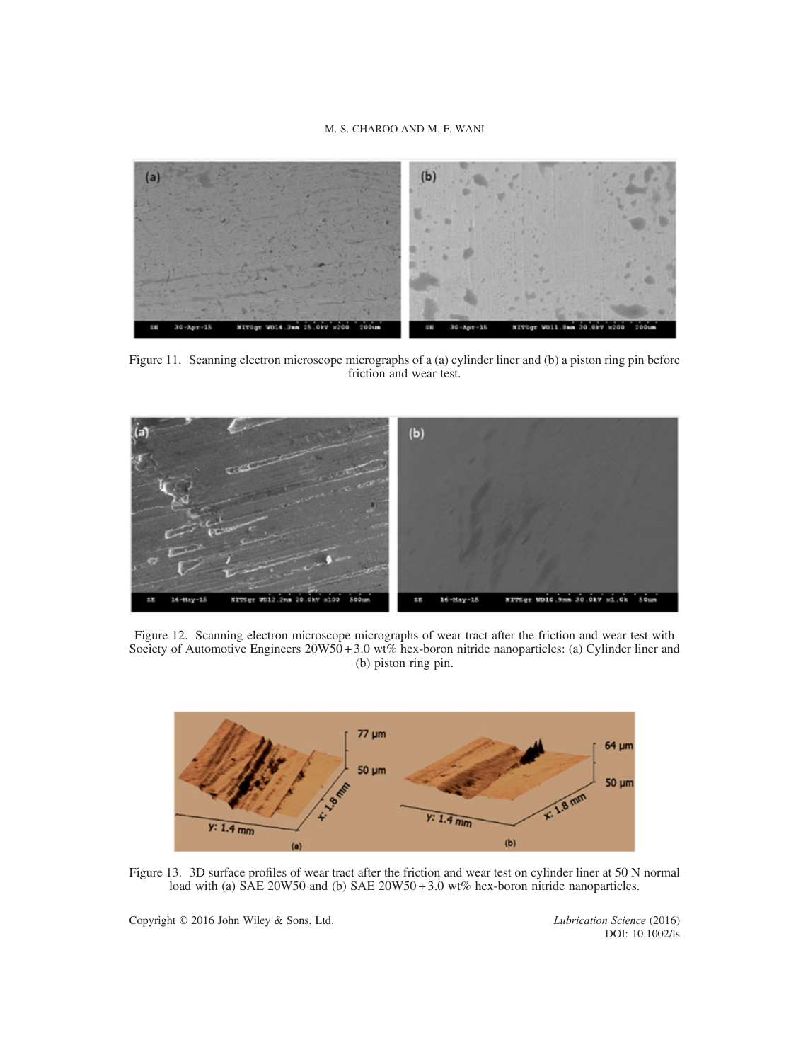Figure 11. Scanning electron microscope micrographs of a (a) cylinder liner and (b) a piston ring pin before friction and wear test.

Figure 12. Scanning electron microscope micrographs of wear tract after the friction and wear test with Society of Automotive Engineers 20W50 + 3.0 wt% hex-boron nitride nanoparticles: (a) Cylinder liner and (b) piston ring pin.

Figure 13. 3D surface profiles of wear tract after the friction and wear test on cylinder liner at 50 N normal load with (a) SAE 20W50 and (b) SAE 20W50 + 3.0 wt% hex-boron nitride nanoparticles.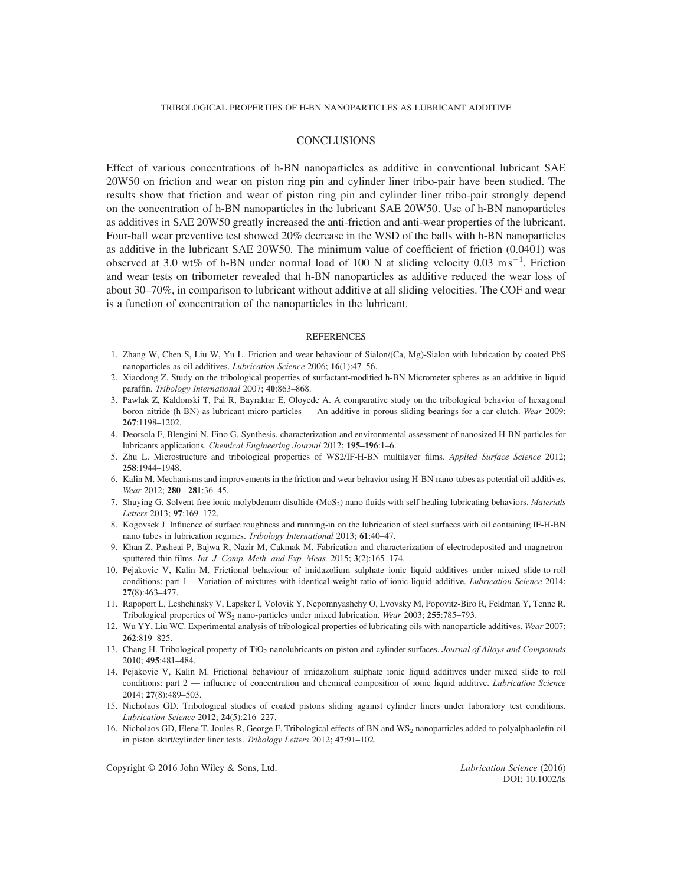## CONCLUSIONS

Effect of various concentrations of h-BN nanoparticles as additive in conventional lubricant SAE 20W50 on friction and wear on piston ring pin and cylinder liner tribo-pair have been studied. The results show that friction and wear of piston ring pin and cylinder liner tribo-pair strongly depend on the concentration of h-BN nanoparticles in the lubricant SAE 20W50. Use of h-BN nanoparticles as additives in SAE 20W50 greatly increased the anti-friction and anti-wear properties of the lubricant. Four-ball wear preventive test showed 20% decrease in the WSD of the balls with h-BN nanoparticles as additive in the lubricant SAE 20W50. The minimum value of coefficient of friction (0.0401) was observed at 3.0 wt% of h-BN under normal load of 100 N at sliding velocity 0.03 $\mathrm{m\,s^{-1}}$. Friction and wear tests on tribometer revealed that h-BN nanoparticles as additive reduced the wear loss of about 30–70%, in comparison to lubricant without additive at all sliding velocities. The COF and wear is a function of concentration of the nanoparticles in the lubricant.

## REFERENCES

1. Zhang W, Chen S, Liu W, Yu L. Friction and wear behaviour of Sialon/(Ca, Mg)-Sialon with lubrication by coated PbS nanoparticles as oil additives. *Lubrication Science* 2006; **16**(1):47–56.
2. Xiaodong Z. Study on the tribological properties of surfactant-modified h-BN Micrometer spheres as an additive in liquid paraffin. *Tribology International* 2007; **40**:863–868.
3. Pawlak Z, Kaldonski T, Pai R, Bayraktar E, Oloyede A. A comparative study on the tribological behavior of hexagonal boron nitride (h-BN) as lubricant micro particles — An additive in porous sliding bearings for a car clutch. *Wear* 2009; **267**:1198–1202.
4. Deorsola F, Blengini N, Fino G. Synthesis, characterization and environmental assessment of nanosized H-BN particles for lubricants applications. *Chemical Engineering Journal* 2012; **195–196**:1–6.
5. Zhu L. Microstructure and tribological properties of WS2/IF-H-BN multilayer films. *Applied Surface Science* 2012; **258**:1944–1948.
6. Kalin M. Mechanisms and improvements in the friction and wear behavior using H-BN nano-tubes as potential oil additives. *Wear* 2012; **280– 281**:36–45.
7. Shuying G. Solvent-free ionic molybdenum disulfide ($MoS_2$) nano fluids with self-healing lubricating behaviors. *Materials Letters* 2013; **97**:169–172.
8. Kogovsek J. Influence of surface roughness and running-in on the lubrication of steel surfaces with oil containing IF-H-BN nano tubes in lubrication regimes. *Tribology International* 2013; **61**:40–47.
9. Khan Z, Pasheai P, Bajwa R, Nazir M, Cakmak M. Fabrication and characterization of electrodeposited and magnetron-sputtered thin films. *Int. J. Comp. Meth. and Exp. Meas.* 2015; **3**(2):165–174.
10. Pejakovic V, Kalin M. Frictional behaviour of imidazolium sulphate ionic liquid additives under mixed slide-to-roll conditions: part 1 – Variation of mixtures with identical weight ratio of ionic liquid additive. *Lubrication Science* 2014; **27**(8):463–477.
11. Rapoport L, Leshchinsky V, Lapsker I, Volovik Y, Nepomnyashchy O, Lvovsky M, Popovitz-Biro R, Feldman Y, Tenne R. Tribological properties of $WS_2$ nano-particles under mixed lubrication. *Wear* 2003; **255**:785–793.
12. Wu YY, Liu WC. Experimental analysis of tribological properties of lubricating oils with nanoparticle additives. *Wear* 2007; **262**:819–825.
13. Chang H. Tribological property of $TiO_2$ nanolubricants on piston and cylinder surfaces. *Journal of Alloys and Compounds* 2010; **495**:481–484.
14. Pejakovic V, Kalin M. Frictional behaviour of imidazolium sulphate ionic liquid additives under mixed slide to roll conditions: part 2 — influence of concentration and chemical composition of ionic liquid additive. *Lubrication Science* 2014; **27**(8):489–503.
15. Nicholaos GD. Tribological studies of coated pistons sliding against cylinder liners under laboratory test conditions. *Lubrication Science* 2012; **24**(5):216–227.
16. Nicholaos GD, Elena T, Joules R, George F. Tribological effects of BN and $WS_2$ nanoparticles added to polyalphaolefin oil in piston skirt/cylinder liner tests. *Tribology Letters* 2012; **47**:91–102.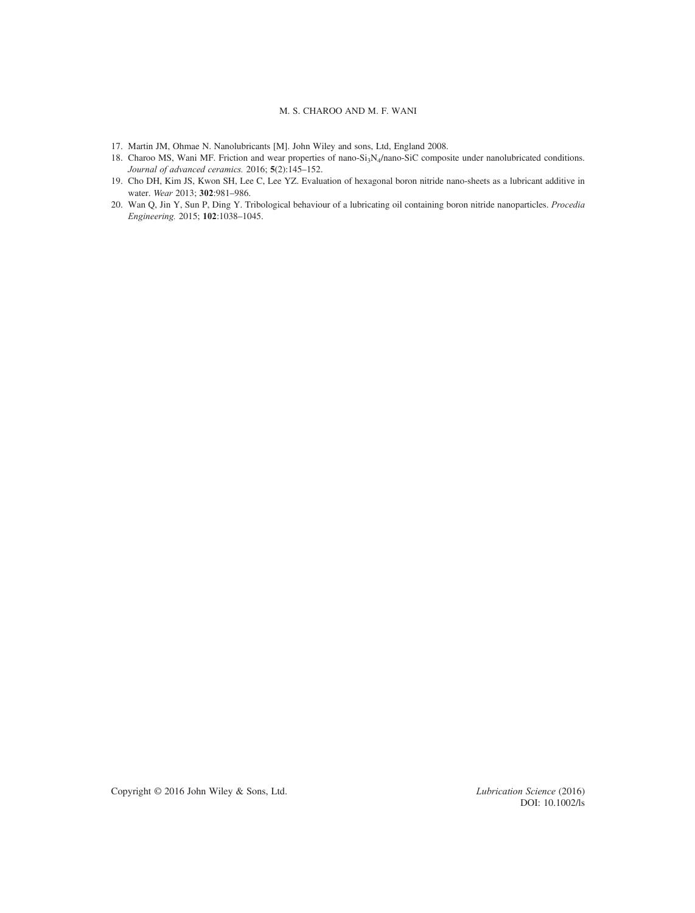17. Martin JM, Ohmae N. Nanolubricants [M]. John Wiley and sons, Ltd, England 2008.
18. Charoo MS, Wani MF. Friction and wear properties of nano-$Si_3N_4$/nano-SiC composite under nanolubricated conditions. *Journal of advanced ceramics.* 2016; **5**(2):145–152.
19. Cho DH, Kim JS, Kwon SH, Lee C, Lee YZ. Evaluation of hexagonal boron nitride nano-sheets as a lubricant additive in water. *Wear* 2013; **302**:981–986.
20. Wan Q, Jin Y, Sun P, Ding Y. Tribological behaviour of a lubricating oil containing boron nitride nanoparticles. *Procedia Engineering.* 2015; **102**:1038–1045.